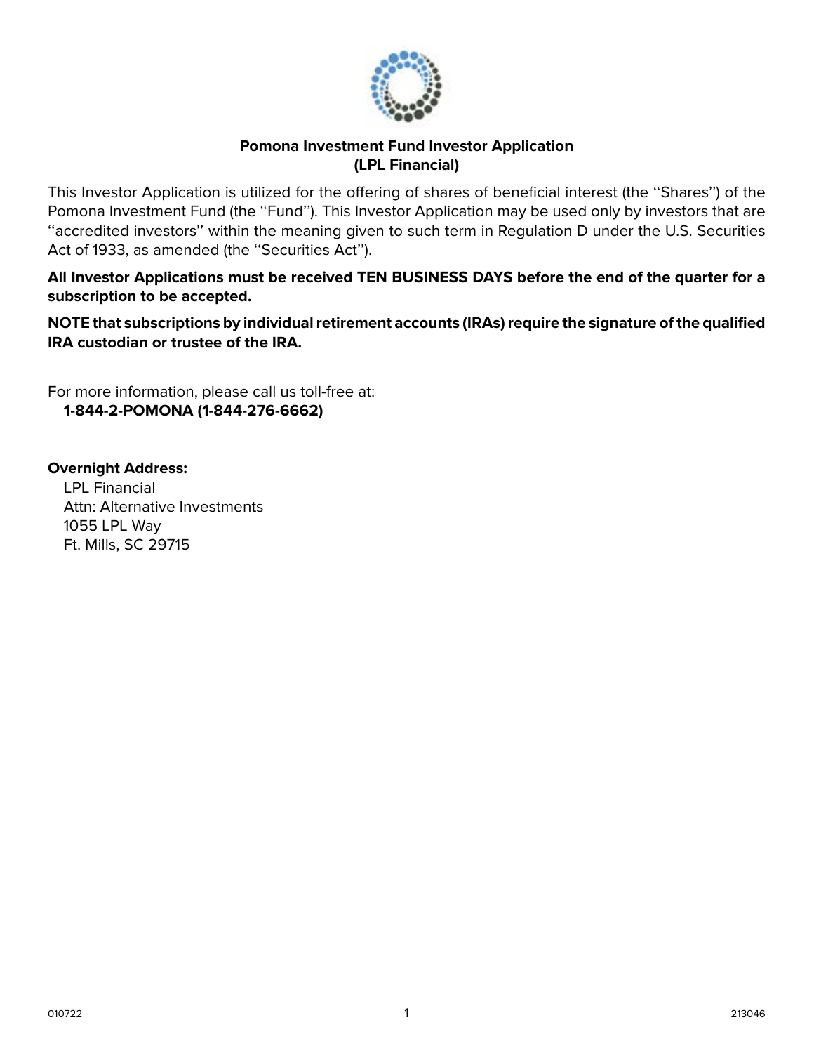# Pomona Investment Fund Investor Application
## (LPL Financial)

This Investor Application is utilized for the offering of shares of beneficial interest (the ''Shares'') of the Pomona Investment Fund (the ''Fund''). This Investor Application may be used only by investors that are ''accredited investors'' within the meaning given to such term in Regulation D under the U.S. Securities Act of 1933, as amended (the ''Securities Act'').

**All Investor Applications must be received TEN BUSINESS DAYS before the end of the quarter for a subscription to be accepted.**

**NOTE that subscriptions by individual retirement accounts (IRAs) require the signature of the qualified IRA custodian or trustee of the IRA.**

For more information, please call us toll-free at:
**1-844-2-POMONA (1-844-276-6662)**

**Overnight Address:**
LPL Financial
Attn: Alternative Investments
1055 LPL Way
Ft. Mills, SC 29715

010722 213046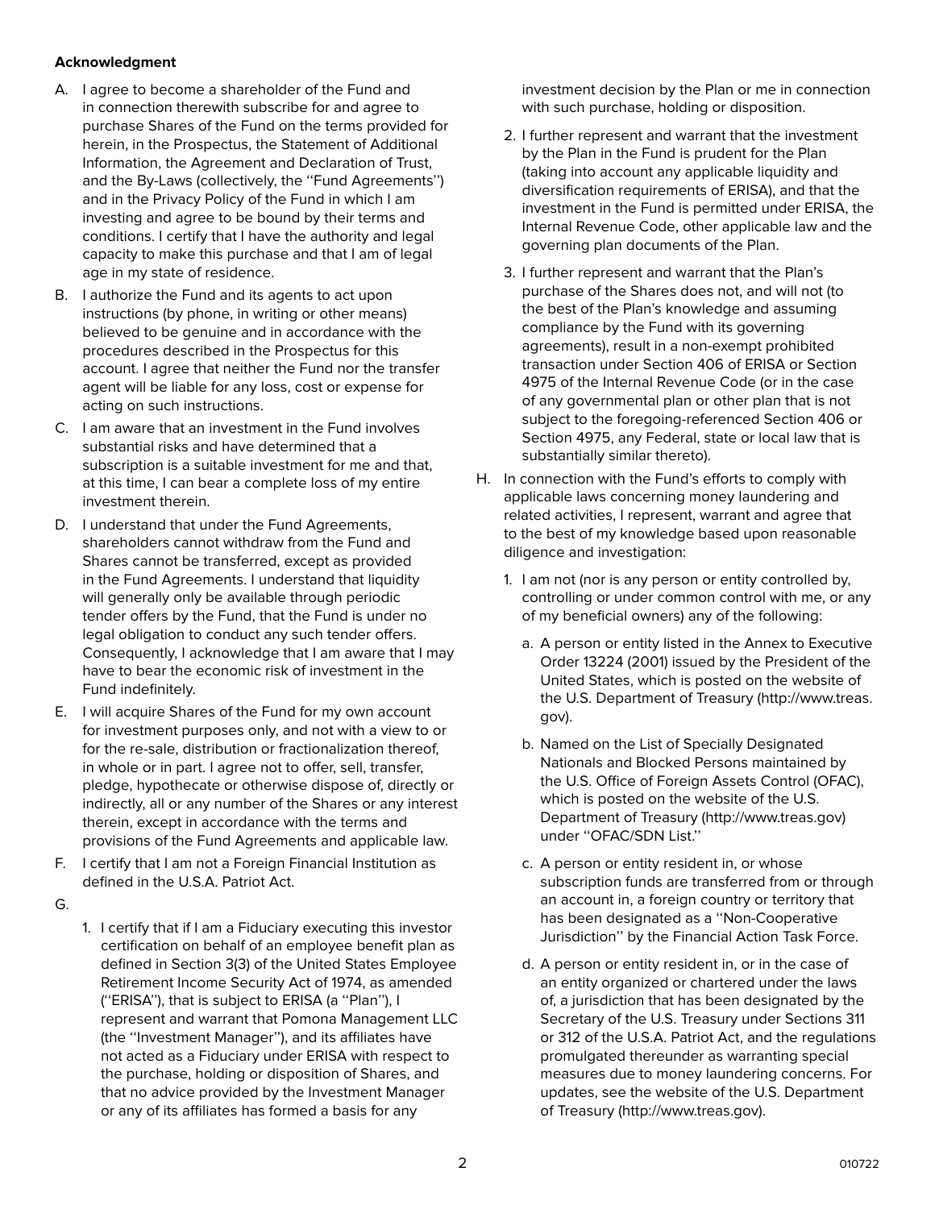**Acknowledgment**

A. I agree to become a shareholder of the Fund and in connection therewith subscribe for and agree to purchase Shares of the Fund on the terms provided for herein, in the Prospectus, the Statement of Additional Information, the Agreement and Declaration of Trust, and the By-Laws (collectively, the ''Fund Agreements'') and in the Privacy Policy of the Fund in which I am investing and agree to be bound by their terms and conditions. I certify that I have the authority and legal capacity to make this purchase and that I am of legal age in my state of residence.

B. I authorize the Fund and its agents to act upon instructions (by phone, in writing or other means) believed to be genuine and in accordance with the procedures described in the Prospectus for this account. I agree that neither the Fund nor the transfer agent will be liable for any loss, cost or expense for acting on such instructions.

C. I am aware that an investment in the Fund involves substantial risks and have determined that a subscription is a suitable investment for me and that, at this time, I can bear a complete loss of my entire investment therein.

D. I understand that under the Fund Agreements, shareholders cannot withdraw from the Fund and Shares cannot be transferred, except as provided in the Fund Agreements. I understand that liquidity will generally only be available through periodic tender offers by the Fund, that the Fund is under no legal obligation to conduct any such tender offers. Consequently, I acknowledge that I am aware that I may have to bear the economic risk of investment in the Fund indefinitely.

E. I will acquire Shares of the Fund for my own account for investment purposes only, and not with a view to or for the re-sale, distribution or fractionalization thereof, in whole or in part. I agree not to offer, sell, transfer, pledge, hypothecate or otherwise dispose of, directly or indirectly, all or any number of the Shares or any interest therein, except in accordance with the terms and provisions of the Fund Agreements and applicable law.

F. I certify that I am not a Foreign Financial Institution as defined in the U.S.A. Patriot Act.

G.
1. I certify that if I am a Fiduciary executing this investor certification on behalf of an employee benefit plan as defined in Section 3(3) of the United States Employee Retirement Income Security Act of 1974, as amended (''ERISA''), that is subject to ERISA (a ''Plan''), I represent and warrant that Pomona Management LLC (the ''Investment Manager''), and its affiliates have not acted as a Fiduciary under ERISA with respect to the purchase, holding or disposition of Shares, and that no advice provided by the Investment Manager or any of its affiliates has formed a basis for any investment decision by the Plan or me in connection with such purchase, holding or disposition.
2. I further represent and warrant that the investment by the Plan in the Fund is prudent for the Plan (taking into account any applicable liquidity and diversification requirements of ERISA), and that the investment in the Fund is permitted under ERISA, the Internal Revenue Code, other applicable law and the governing plan documents of the Plan.
3. I further represent and warrant that the Plan's purchase of the Shares does not, and will not (to the best of the Plan's knowledge and assuming compliance by the Fund with its governing agreements), result in a non-exempt prohibited transaction under Section 406 of ERISA or Section 4975 of the Internal Revenue Code (or in the case of any governmental plan or other plan that is not subject to the foregoing-referenced Section 406 or Section 4975, any Federal, state or local law that is substantially similar thereto).

H. In connection with the Fund's efforts to comply with applicable laws concerning money laundering and related activities, I represent, warrant and agree that to the best of my knowledge based upon reasonable diligence and investigation:
1. I am not (nor is any person or entity controlled by, controlling or under common control with me, or any of my beneficial owners) any of the following:
   a. A person or entity listed in the Annex to Executive Order 13224 (2001) issued by the President of the United States, which is posted on the website of the U.S. Department of Treasury (http://www.treas.gov).
   b. Named on the List of Specially Designated Nationals and Blocked Persons maintained by the U.S. Office of Foreign Assets Control (OFAC), which is posted on the website of the U.S. Department of Treasury (http://www.treas.gov) under ''OFAC/SDN List.''
   c. A person or entity resident in, or whose subscription funds are transferred from or through an account in, a foreign country or territory that has been designated as a ''Non-Cooperative Jurisdiction'' by the Financial Action Task Force.
   d. A person or entity resident in, or in the case of an entity organized or chartered under the laws of, a jurisdiction that has been designated by the Secretary of the U.S. Treasury under Sections 311 or 312 of the U.S.A. Patriot Act, and the regulations promulgated thereunder as warranting special measures due to money laundering concerns. For updates, see the website of the U.S. Department of Treasury (http://www.treas.gov).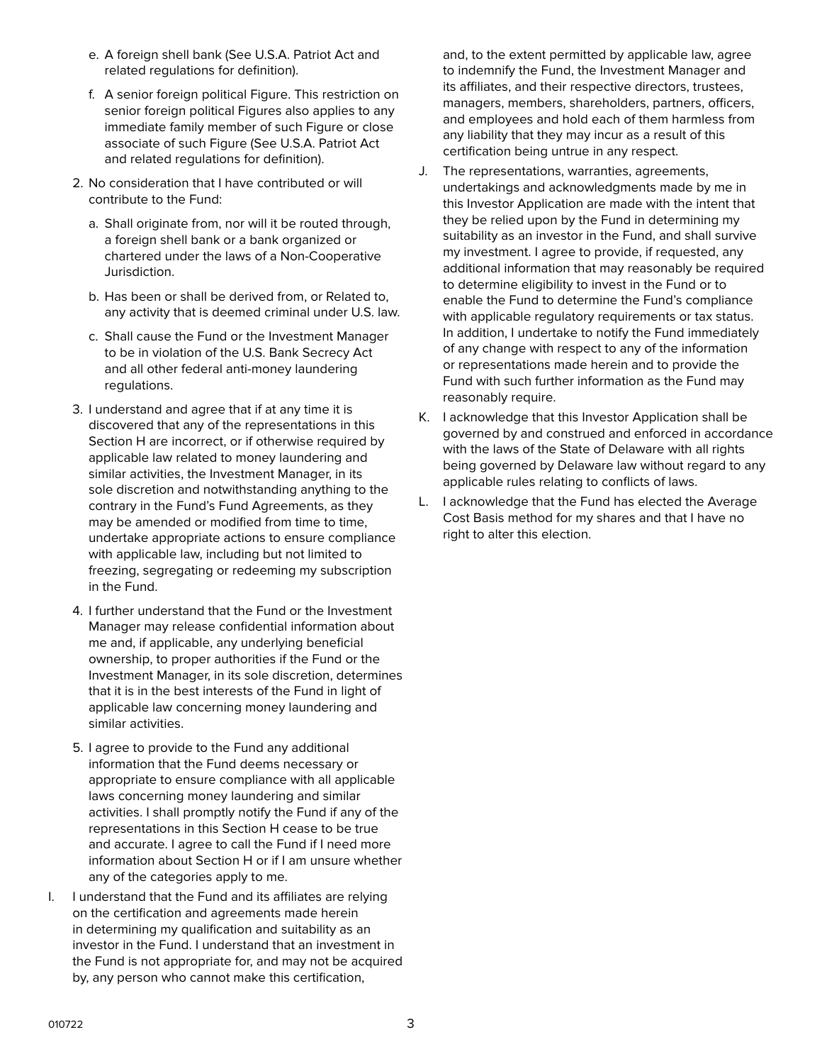e. A foreign shell bank (See U.S.A. Patriot Act and related regulations for definition).

f. A senior foreign political Figure. This restriction on senior foreign political Figures also applies to any immediate family member of such Figure or close associate of such Figure (See U.S.A. Patriot Act and related regulations for definition).

2. No consideration that I have contributed or will contribute to the Fund:

   a. Shall originate from, nor will it be routed through, a foreign shell bank or a bank organized or chartered under the laws of a Non-Cooperative Jurisdiction.

   b. Has been or shall be derived from, or Related to, any activity that is deemed criminal under U.S. law.

   c. Shall cause the Fund or the Investment Manager to be in violation of the U.S. Bank Secrecy Act and all other federal anti-money laundering regulations.

3. I understand and agree that if at any time it is discovered that any of the representations in this Section H are incorrect, or if otherwise required by applicable law related to money laundering and similar activities, the Investment Manager, in its sole discretion and notwithstanding anything to the contrary in the Fund's Fund Agreements, as they may be amended or modified from time to time, undertake appropriate actions to ensure compliance with applicable law, including but not limited to freezing, segregating or redeeming my subscription in the Fund.

4. I further understand that the Fund or the Investment Manager may release confidential information about me and, if applicable, any underlying beneficial ownership, to proper authorities if the Fund or the Investment Manager, in its sole discretion, determines that it is in the best interests of the Fund in light of applicable law concerning money laundering and similar activities.

5. I agree to provide to the Fund any additional information that the Fund deems necessary or appropriate to ensure compliance with all applicable laws concerning money laundering and similar activities. I shall promptly notify the Fund if any of the representations in this Section H cease to be true and accurate. I agree to call the Fund if I need more information about Section H or if I am unsure whether any of the categories apply to me.

I. I understand that the Fund and its affiliates are relying on the certification and agreements made herein in determining my qualification and suitability as an investor in the Fund. I understand that an investment in the Fund is not appropriate for, and may not be acquired by, any person who cannot make this certification, and, to the extent permitted by applicable law, agree to indemnify the Fund, the Investment Manager and its affiliates, and their respective directors, trustees, managers, members, shareholders, partners, officers, and employees and hold each of them harmless from any liability that they may incur as a result of this certification being untrue in any respect.

J. The representations, warranties, agreements, undertakings and acknowledgments made by me in this Investor Application are made with the intent that they be relied upon by the Fund in determining my suitability as an investor in the Fund, and shall survive my investment. I agree to provide, if requested, any additional information that may reasonably be required to determine eligibility to invest in the Fund or to enable the Fund to determine the Fund's compliance with applicable regulatory requirements or tax status. In addition, I undertake to notify the Fund immediately of any change with respect to any of the information or representations made herein and to provide the Fund with such further information as the Fund may reasonably require.

K. I acknowledge that this Investor Application shall be governed by and construed and enforced in accordance with the laws of the State of Delaware with all rights being governed by Delaware law without regard to any applicable rules relating to conflicts of laws.

L. I acknowledge that the Fund has elected the Average Cost Basis method for my shares and that I have no right to alter this election.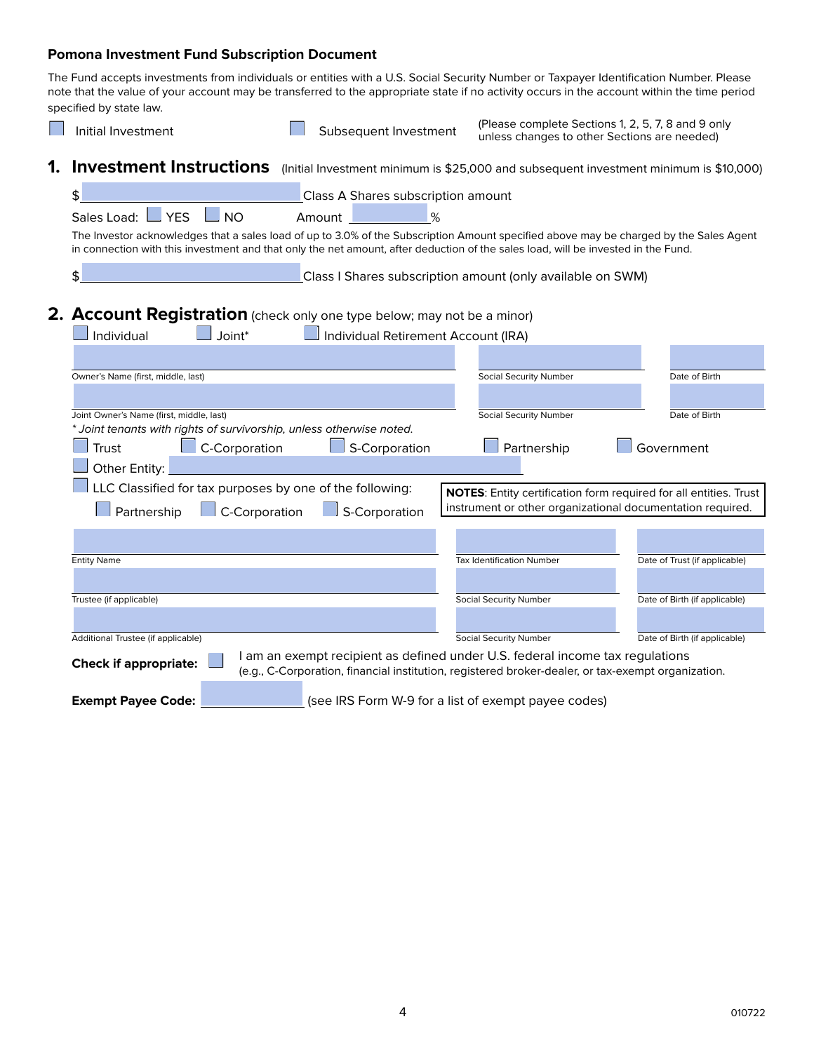**Pomona Investment Fund Subscription Document**

The Fund accepts investments from individuals or entities with a U.S. Social Security Number or Taxpayer Identification Number. Please note that the value of your account may be transferred to the appropriate state if no activity occurs in the account within the time period specified by state law.

☐ Initial Investment ☐ Subsequent Investment (Please complete Sections 1, 2, 5, 7, 8 and 9 only unless changes to other Sections are needed)

## 1. Investment Instructions (Initial Investment minimum is $25,000 and subsequent investment minimum is $10,000)

$ ______________ Class A Shares subscription amount

Sales Load: ☐ YES ☐ NO Amount ______ %

The Investor acknowledges that a sales load of up to 3.0% of the Subscription Amount specified above may be charged by the Sales Agent in connection with this investment and that only the net amount, after deduction of the sales load, will be invested in the Fund.

$ ______________ Class I Shares subscription amount (only available on SWM)

## 2. Account Registration (check only one type below; may not be a minor)

☐ Individual ☐ Joint* ☐ Individual Retirement Account (IRA)

| Owner's Name (first, middle, last) | Social Security Number | Date of Birth |
|---|---|---|
| | | |

| Joint Owner's Name (first, middle, last) | Social Security Number | Date of Birth |
|---|---|---|
| | | |

*\* Joint tenants with rights of survivorship, unless otherwise noted.*

☐ Trust ☐ C-Corporation ☐ S-Corporation ☐ Partnership ☐ Government

☐ Other Entity: ______________

☐ LLC Classified for tax purposes by one of the following:

☐ Partnership ☐ C-Corporation ☐ S-Corporation

**NOTES**: Entity certification form required for all entities. Trust instrument or other organizational documentation required.

| Entity Name | Tax Identification Number | Date of Trust (if applicable) |
|---|---|---|
| | | |

| Trustee (if applicable) | Social Security Number | Date of Birth (if applicable) |
|---|---|---|
| | | |

| Additional Trustee (if applicable) | Social Security Number | Date of Birth (if applicable) |
|---|---|---|
| | | |

**Check if appropriate:** ☐ I am an exempt recipient as defined under U.S. federal income tax regulations (e.g., C-Corporation, financial institution, registered broker-dealer, or tax-exempt organization.

**Exempt Payee Code:** ______________ (see IRS Form W-9 for a list of exempt payee codes)

010722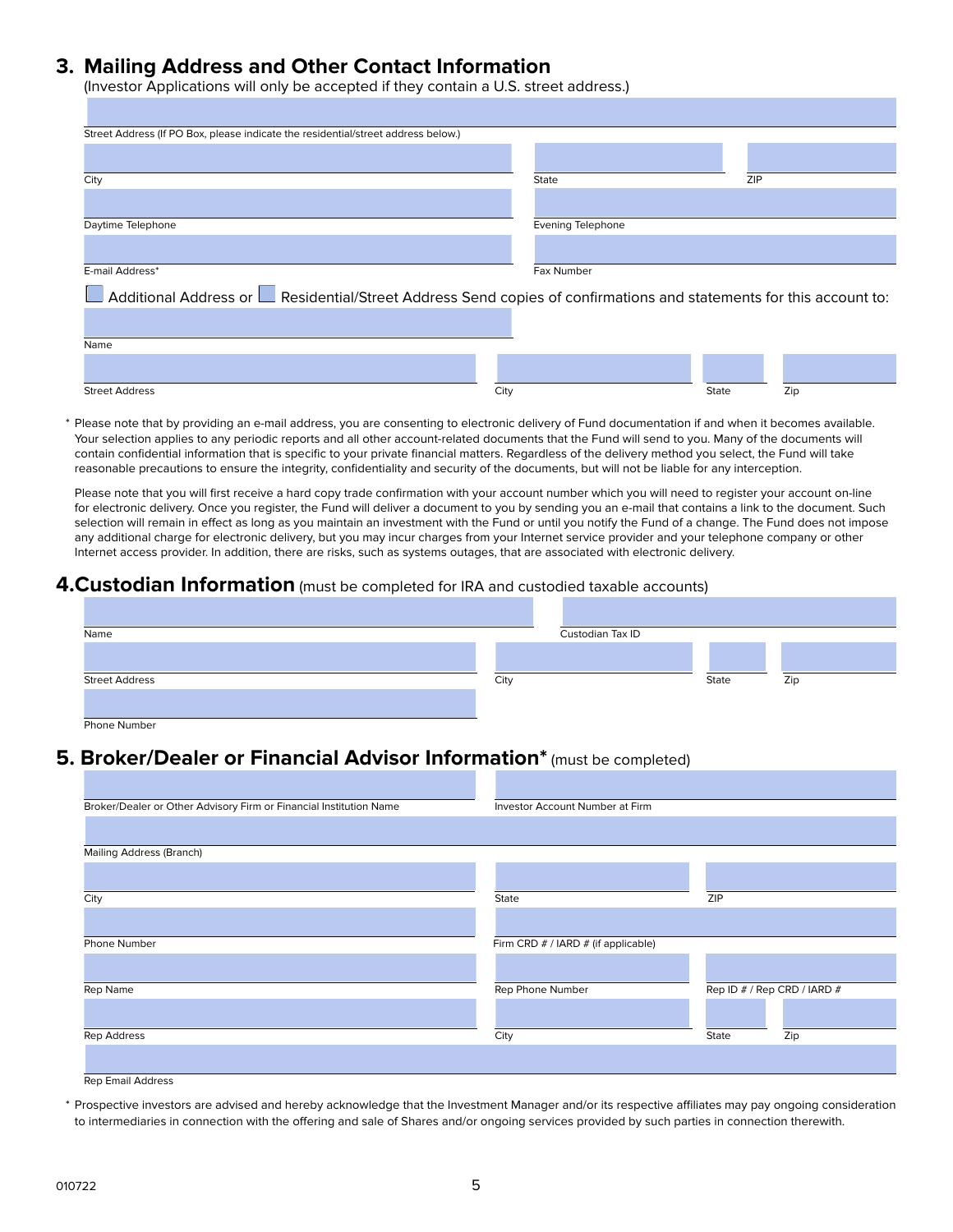## 3. Mailing Address and Other Contact Information

(Investor Applications will only be accepted if they contain a U.S. street address.)

Street Address (If PO Box, please indicate the residential/street address below.)

City | State | ZIP

Daytime Telephone | Evening Telephone

E-mail Address* | Fax Number

☐ Additional Address or ☐ Residential/Street Address Send copies of confirmations and statements for this account to:

Name

Street Address | City | State | Zip

\* Please note that by providing an e-mail address, you are consenting to electronic delivery of Fund documentation if and when it becomes available. Your selection applies to any periodic reports and all other account-related documents that the Fund will send to you. Many of the documents will contain confidential information that is specific to your private financial matters. Regardless of the delivery method you select, the Fund will take reasonable precautions to ensure the integrity, confidentiality and security of the documents, but will not be liable for any interception.

Please note that you will first receive a hard copy trade confirmation with your account number which you will need to register your account on-line for electronic delivery. Once you register, the Fund will deliver a document to you by sending you an e-mail that contains a link to the document. Such selection will remain in effect as long as you maintain an investment with the Fund or until you notify the Fund of a change. The Fund does not impose any additional charge for electronic delivery, but you may incur charges from your Internet service provider and your telephone company or other Internet access provider. In addition, there are risks, such as systems outages, that are associated with electronic delivery.

## 4. Custodian Information (must be completed for IRA and custodied taxable accounts)

Name | Custodian Tax ID

Street Address | City | State | Zip

Phone Number

## 5. Broker/Dealer or Financial Advisor Information* (must be completed)

Broker/Dealer or Other Advisory Firm or Financial Institution Name | Investor Account Number at Firm

Mailing Address (Branch)

City | State | ZIP

Phone Number | Firm CRD # / IARD # (if applicable)

Rep Name | Rep Phone Number | Rep ID # / Rep CRD / IARD #

Rep Address | City | State | Zip

Rep Email Address

\* Prospective investors are advised and hereby acknowledge that the Investment Manager and/or its respective affiliates may pay ongoing consideration to intermediaries in connection with the offering and sale of Shares and/or ongoing services provided by such parties in connection therewith.

010722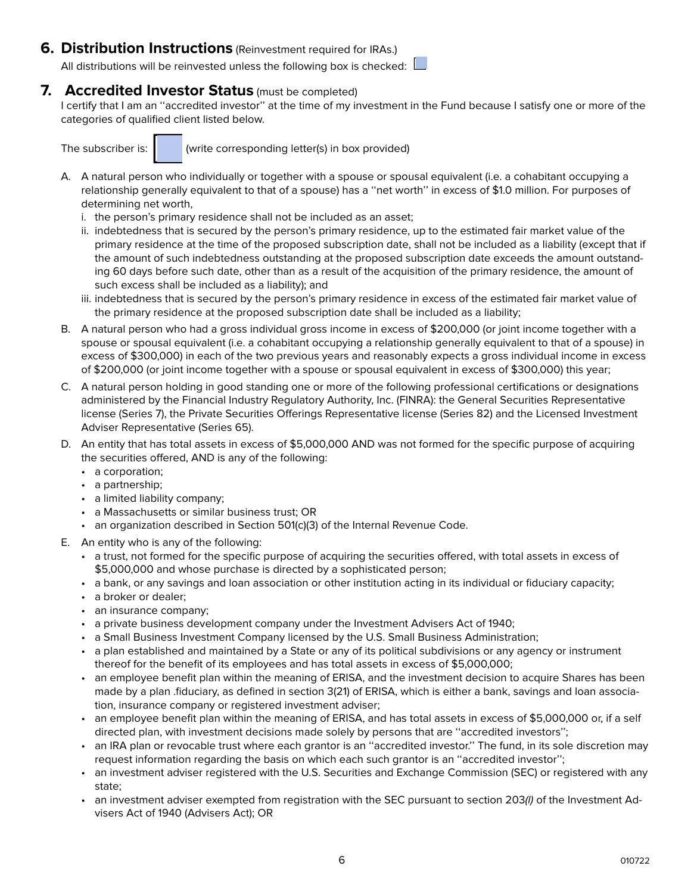## 6. Distribution Instructions (Reinvestment required for IRAs.)

All distributions will be reinvested unless the following box is checked: ☐

## 7. Accredited Investor Status (must be completed)

I certify that I am an "accredited investor" at the time of my investment in the Fund because I satisfy one or more of the categories of qualified client listed below.

The subscriber is: ☐ (write corresponding letter(s) in box provided)

A. A natural person who individually or together with a spouse or spousal equivalent (i.e. a cohabitant occupying a relationship generally equivalent to that of a spouse) has a "net worth" in excess of $1.0 million. For purposes of determining net worth,
   i. the person's primary residence shall not be included as an asset;
   ii. indebtedness that is secured by the person's primary residence, up to the estimated fair market value of the primary residence at the time of the proposed subscription date, shall not be included as a liability (except that if the amount of such indebtedness outstanding at the proposed subscription date exceeds the amount outstanding 60 days before such date, other than as a result of the acquisition of the primary residence, the amount of such excess shall be included as a liability); and
   iii. indebtedness that is secured by the person's primary residence in excess of the estimated fair market value of the primary residence at the proposed subscription date shall be included as a liability;

B. A natural person who had a gross individual gross income in excess of $200,000 (or joint income together with a spouse or spousal equivalent (i.e. a cohabitant occupying a relationship generally equivalent to that of a spouse) in excess of $300,000) in each of the two previous years and reasonably expects a gross individual income in excess of $200,000 (or joint income together with a spouse or spousal equivalent in excess of $300,000) this year;

C. A natural person holding in good standing one or more of the following professional certifications or designations administered by the Financial Industry Regulatory Authority, Inc. (FINRA): the General Securities Representative license (Series 7), the Private Securities Offerings Representative license (Series 82) and the Licensed Investment Adviser Representative (Series 65).

D. An entity that has total assets in excess of $5,000,000 AND was not formed for the specific purpose of acquiring the securities offered, AND is any of the following:
   - a corporation;
   - a partnership;
   - a limited liability company;
   - a Massachusetts or similar business trust; OR
   - an organization described in Section 501(c)(3) of the Internal Revenue Code.

E. An entity who is any of the following:
   - a trust, not formed for the specific purpose of acquiring the securities offered, with total assets in excess of $5,000,000 and whose purchase is directed by a sophisticated person;
   - a bank, or any savings and loan association or other institution acting in its individual or fiduciary capacity;
   - a broker or dealer;
   - an insurance company;
   - a private business development company under the Investment Advisers Act of 1940;
   - a Small Business Investment Company licensed by the U.S. Small Business Administration;
   - a plan established and maintained by a State or any of its political subdivisions or any agency or instrument thereof for the benefit of its employees and has total assets in excess of $5,000,000;
   - an employee benefit plan within the meaning of ERISA, and the investment decision to acquire Shares has been made by a plan .fiduciary, as defined in section 3(21) of ERISA, which is either a bank, savings and loan association, insurance company or registered investment adviser;
   - an employee benefit plan within the meaning of ERISA, and has total assets in excess of $5,000,000 or, if a self directed plan, with investment decisions made solely by persons that are "accredited investors";
   - an IRA plan or revocable trust where each grantor is an "accredited investor." The fund, in its sole discretion may request information regarding the basis on which each such grantor is an "accredited investor";
   - an investment adviser registered with the U.S. Securities and Exchange Commission (SEC) or registered with any state;
   - an investment adviser exempted from registration with the SEC pursuant to section 203*(l)* of the Investment Advisers Act of 1940 (Advisers Act); OR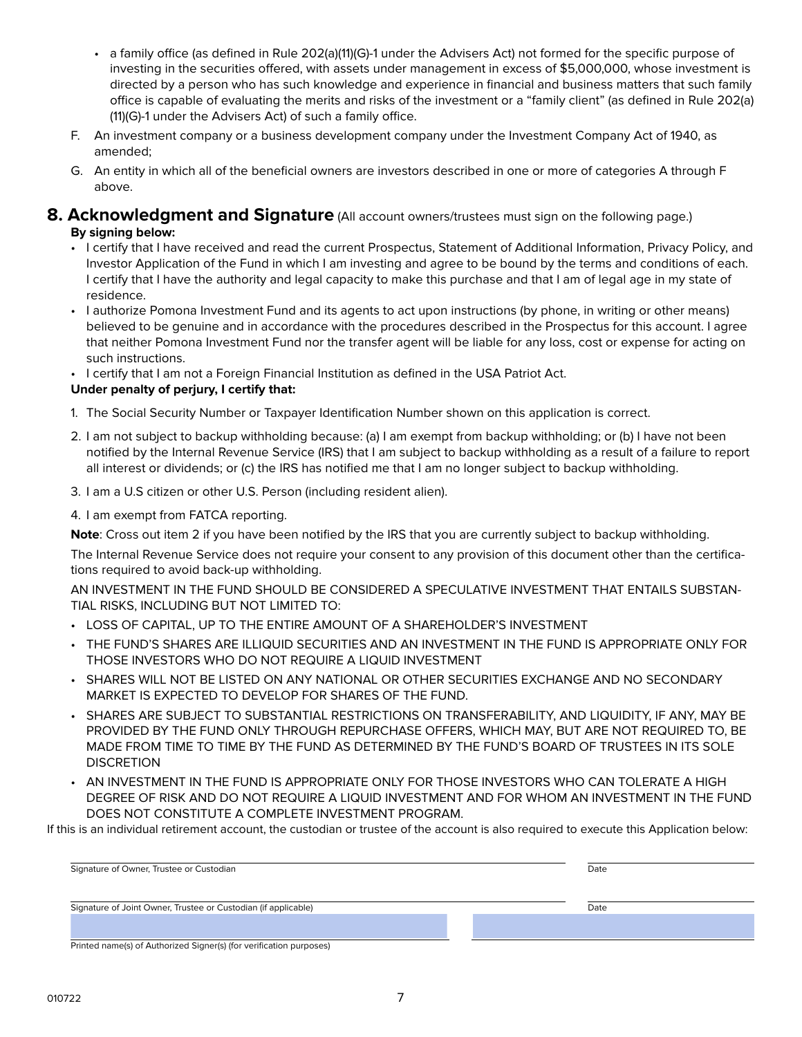- a family office (as defined in Rule 202(a)(11)(G)-1 under the Advisers Act) not formed for the specific purpose of investing in the securities offered, with assets under management in excess of $5,000,000, whose investment is directed by a person who has such knowledge and experience in financial and business matters that such family office is capable of evaluating the merits and risks of the investment or a "family client" (as defined in Rule 202(a)(11)(G)-1 under the Advisers Act) of such a family office.

F. An investment company or a business development company under the Investment Company Act of 1940, as amended;

G. An entity in which all of the beneficial owners are investors described in one or more of categories A through F above.

## 8. Acknowledgment and Signature (All account owners/trustees must sign on the following page.)

**By signing below:**

- I certify that I have received and read the current Prospectus, Statement of Additional Information, Privacy Policy, and Investor Application of the Fund in which I am investing and agree to be bound by the terms and conditions of each. I certify that I have the authority and legal capacity to make this purchase and that I am of legal age in my state of residence.
- I authorize Pomona Investment Fund and its agents to act upon instructions (by phone, in writing or other means) believed to be genuine and in accordance with the procedures described in the Prospectus for this account. I agree that neither Pomona Investment Fund nor the transfer agent will be liable for any loss, cost or expense for acting on such instructions.
- I certify that I am not a Foreign Financial Institution as defined in the USA Patriot Act.

**Under penalty of perjury, I certify that:**

1. The Social Security Number or Taxpayer Identification Number shown on this application is correct.
2. I am not subject to backup withholding because: (a) I am exempt from backup withholding; or (b) I have not been notified by the Internal Revenue Service (IRS) that I am subject to backup withholding as a result of a failure to report all interest or dividends; or (c) the IRS has notified me that I am no longer subject to backup withholding.
3. I am a U.S citizen or other U.S. Person (including resident alien).
4. I am exempt from FATCA reporting.

**Note**: Cross out item 2 if you have been notified by the IRS that you are currently subject to backup withholding.

The Internal Revenue Service does not require your consent to any provision of this document other than the certifications required to avoid back-up withholding.

AN INVESTMENT IN THE FUND SHOULD BE CONSIDERED A SPECULATIVE INVESTMENT THAT ENTAILS SUBSTANTIAL RISKS, INCLUDING BUT NOT LIMITED TO:

- LOSS OF CAPITAL, UP TO THE ENTIRE AMOUNT OF A SHAREHOLDER'S INVESTMENT
- THE FUND'S SHARES ARE ILLIQUID SECURITIES AND AN INVESTMENT IN THE FUND IS APPROPRIATE ONLY FOR THOSE INVESTORS WHO DO NOT REQUIRE A LIQUID INVESTMENT
- SHARES WILL NOT BE LISTED ON ANY NATIONAL OR OTHER SECURITIES EXCHANGE AND NO SECONDARY MARKET IS EXPECTED TO DEVELOP FOR SHARES OF THE FUND.
- SHARES ARE SUBJECT TO SUBSTANTIAL RESTRICTIONS ON TRANSFERABILITY, AND LIQUIDITY, IF ANY, MAY BE PROVIDED BY THE FUND ONLY THROUGH REPURCHASE OFFERS, WHICH MAY, BUT ARE NOT REQUIRED TO, BE MADE FROM TIME TO TIME BY THE FUND AS DETERMINED BY THE FUND'S BOARD OF TRUSTEES IN ITS SOLE DISCRETION
- AN INVESTMENT IN THE FUND IS APPROPRIATE ONLY FOR THOSE INVESTORS WHO CAN TOLERATE A HIGH DEGREE OF RISK AND DO NOT REQUIRE A LIQUID INVESTMENT AND FOR WHOM AN INVESTMENT IN THE FUND DOES NOT CONSTITUTE A COMPLETE INVESTMENT PROGRAM.

If this is an individual retirement account, the custodian or trustee of the account is also required to execute this Application below:

Signature of Owner, Trustee or Custodian ______________________ Date __________

Signature of Joint Owner, Trustee or Custodian (if applicable) ______________________ Date __________

Printed name(s) of Authorized Signer(s) (for verification purposes) ______________________ ______________________

010722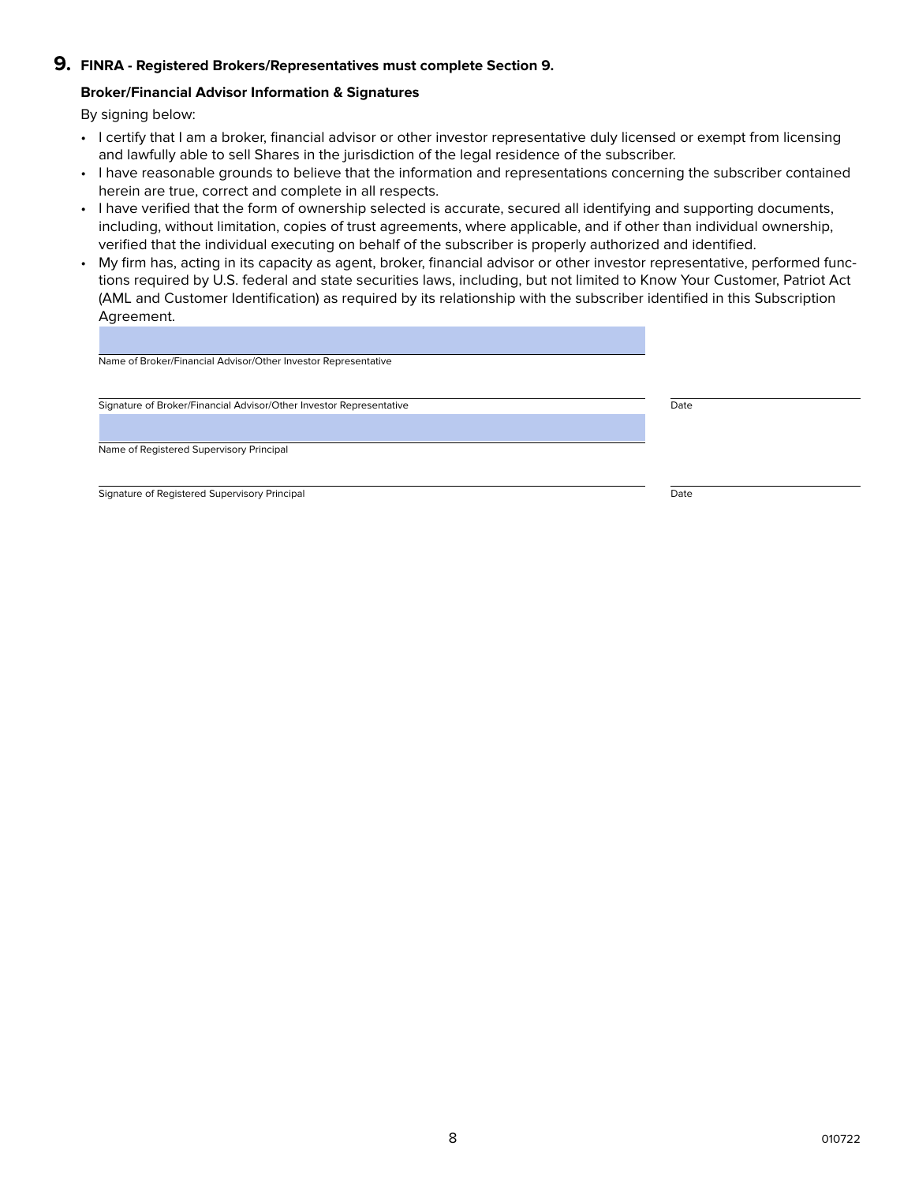## 9. FINRA - Registered Brokers/Representatives must complete Section 9.

### Broker/Financial Advisor Information & Signatures

By signing below:

- I certify that I am a broker, financial advisor or other investor representative duly licensed or exempt from licensing and lawfully able to sell Shares in the jurisdiction of the legal residence of the subscriber.
- I have reasonable grounds to believe that the information and representations concerning the subscriber contained herein are true, correct and complete in all respects.
- I have verified that the form of ownership selected is accurate, secured all identifying and supporting documents, including, without limitation, copies of trust agreements, where applicable, and if other than individual ownership, verified that the individual executing on behalf of the subscriber is properly authorized and identified.
- My firm has, acting in its capacity as agent, broker, financial advisor or other investor representative, performed functions required by U.S. federal and state securities laws, including, but not limited to Know Your Customer, Patriot Act (AML and Customer Identification) as required by its relationship with the subscriber identified in this Subscription Agreement.

Name of Broker/Financial Advisor/Other Investor Representative

Signature of Broker/Financial Advisor/Other Investor Representative | Date

Name of Registered Supervisory Principal

Signature of Registered Supervisory Principal | Date

010722